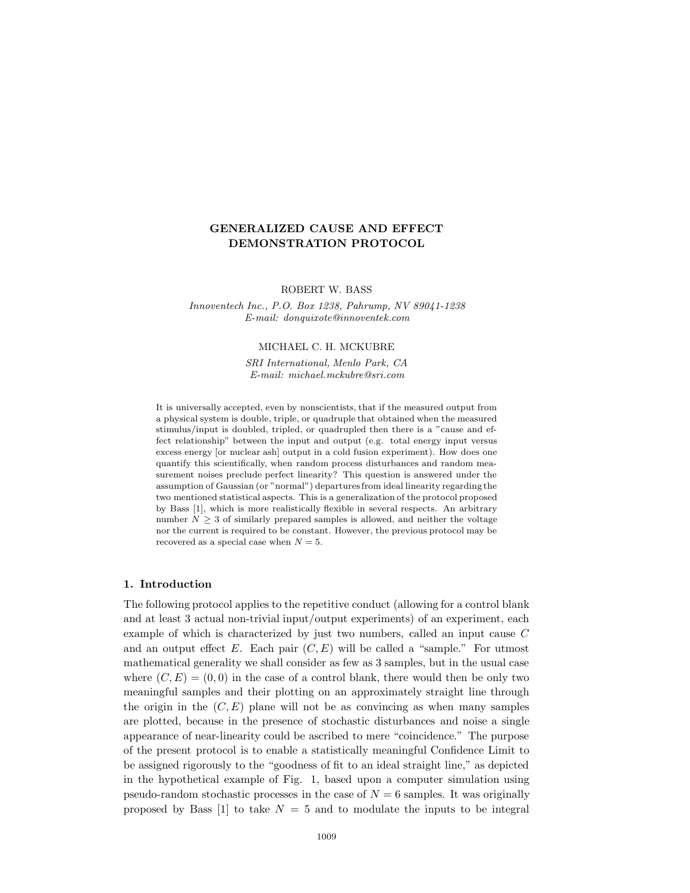# GENERALIZED CAUSE AND EFFECT DEMONSTRATION PROTOCOL

ROBERT W. BASS

*Innoventech Inc., P.O. Box 1238, Pahrump, NV 89041-1238*
*E-mail: donquixote@innoventek.com*

MICHAEL C. H. MCKUBRE

*SRI International, Menlo Park, CA*
*E-mail: michael.mckubre@sri.com*

It is universally accepted, even by nonscientists, that if the measured output from a physical system is double, triple, or quadruple that obtained when the measured stimulus/input is doubled, tripled, or quadrupled then there is a "cause and effect relationship" between the input and output (e.g. total energy input versus excess energy [or nuclear ash] output in a cold fusion experiment). How does one quantify this scientifically, when random process disturbances and random measurement noises preclude perfect linearity? This question is answered under the assumption of Gaussian (or "normal") departures from ideal linearity regarding the two mentioned statistical aspects. This is a generalization of the protocol proposed by Bass [1], which is more realistically flexible in several respects. An arbitrary number $N \geq 3$ of similarly prepared samples is allowed, and neither the voltage nor the current is required to be constant. However, the previous protocol may be recovered as a special case when $N = 5$.

## 1. Introduction

The following protocol applies to the repetitive conduct (allowing for a control blank and at least 3 actual non-trivial input/output experiments) of an experiment, each example of which is characterized by just two numbers, called an input cause $C$ and an output effect $E$. Each pair $(C, E)$ will be called a "sample." For utmost mathematical generality we shall consider as few as 3 samples, but in the usual case where $(C, E) = (0, 0)$ in the case of a control blank, there would then be only two meaningful samples and their plotting on an approximately straight line through the origin in the $(C, E)$ plane will not be as convincing as when many samples are plotted, because in the presence of stochastic disturbances and noise a single appearance of near-linearity could be ascribed to mere "coincidence." The purpose of the present protocol is to enable a statistically meaningful Confidence Limit to be assigned rigorously to the "goodness of fit to an ideal straight line," as depicted in the hypothetical example of Fig. 1, based upon a computer simulation using pseudo-random stochastic processes in the case of $N = 6$ samples. It was originally proposed by Bass [1] to take $N = 5$ and to modulate the inputs to be integral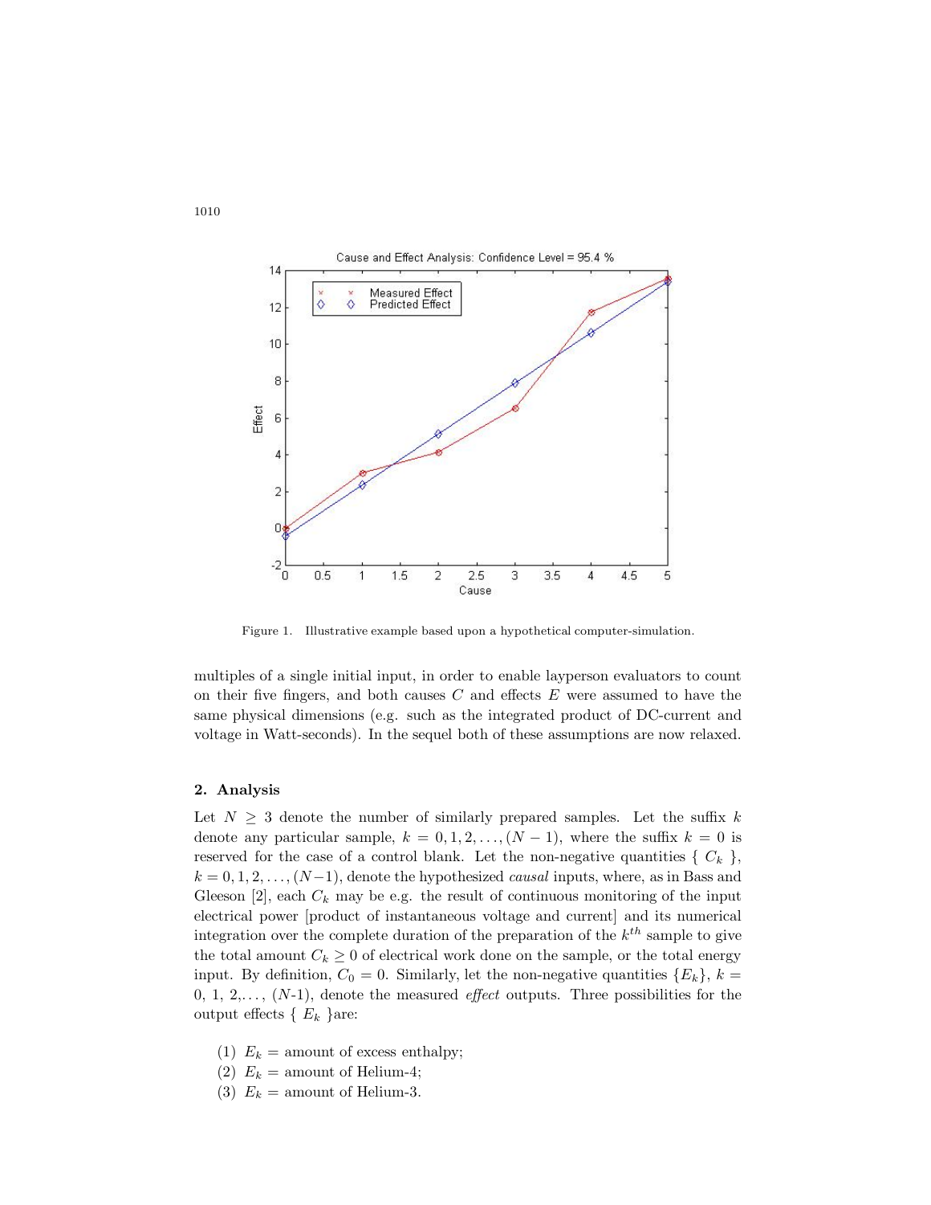Figure 1. Illustrative example based upon a hypothetical computer-simulation.

multiples of a single initial input, in order to enable layperson evaluators to count on their five fingers, and both causes $C$ and effects $E$ were assumed to have the same physical dimensions (e.g. such as the integrated product of DC-current and voltage in Watt-seconds). In the sequel both of these assumptions are now relaxed.

## 2. Analysis

Let $N \geq 3$ denote the number of similarly prepared samples. Let the suffix $k$ denote any particular sample, $k = 0, 1, 2, \ldots, (N-1)$, where the suffix $k = 0$ is reserved for the case of a control blank. Let the non-negative quantities $\{ C_k \}$, $k = 0, 1, 2, \ldots, (N-1)$, denote the hypothesized *causal* inputs, where, as in Bass and Gleeson [2], each $C_k$ may be e.g. the result of continuous monitoring of the input electrical power [product of instantaneous voltage and current] and its numerical integration over the complete duration of the preparation of the $k^{th}$ sample to give the total amount $C_k \geq 0$ of electrical work done on the sample, or the total energy input. By definition, $C_0 = 0$. Similarly, let the non-negative quantities $\{E_k\}$, $k = 0, 1, 2, \ldots, (N\text{-}1)$, denote the measured *effect* outputs. Three possibilities for the output effects $\{ E_k \}$are:

(1) $E_k$ = amount of excess enthalpy;
(2) $E_k$ = amount of Helium-4;
(3) $E_k$ = amount of Helium-3.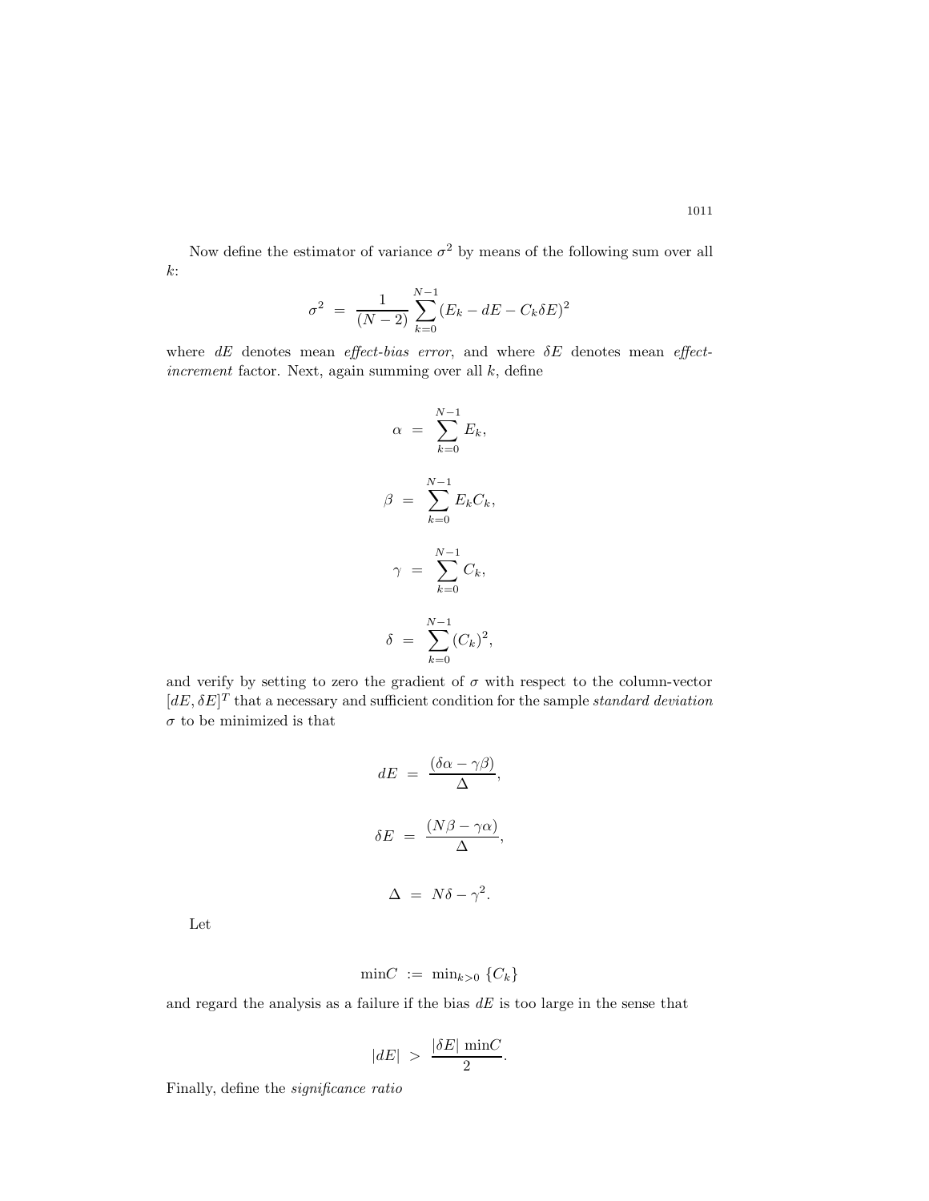Now define the estimator of variance $\sigma^2$ by means of the following sum over all $k$:

$$\sigma^2 \;=\; \frac{1}{(N-2)} \sum_{k=0}^{N-1} (E_k - dE - C_k \delta E)^2$$

where $dE$ denotes mean *effect-bias error*, and where $\delta E$ denotes mean *effect-increment* factor. Next, again summing over all $k$, define

$$\alpha \;=\; \sum_{k=0}^{N-1} E_k,$$

$$\beta \;=\; \sum_{k=0}^{N-1} E_k C_k,$$

$$\gamma \;=\; \sum_{k=0}^{N-1} C_k,$$

$$\delta \;=\; \sum_{k=0}^{N-1} (C_k)^2,$$

and verify by setting to zero the gradient of $\sigma$ with respect to the column-vector $[dE, \delta E]^T$ that a necessary and sufficient condition for the sample *standard deviation* $\sigma$ to be minimized is that

$$dE \;=\; \frac{(\delta\alpha - \gamma\beta)}{\Delta},$$

$$\delta E \;=\; \frac{(N\beta - \gamma\alpha)}{\Delta},$$

$$\Delta \;=\; N\delta - \gamma^2.$$

Let

$$\min C \;:=\; \min_{k>0} \; \{C_k\}$$

and regard the analysis as a failure if the bias $dE$ is too large in the sense that

$$|dE| \;>\; \frac{|\delta E| \, \min C}{2}.$$

Finally, define the *significance ratio*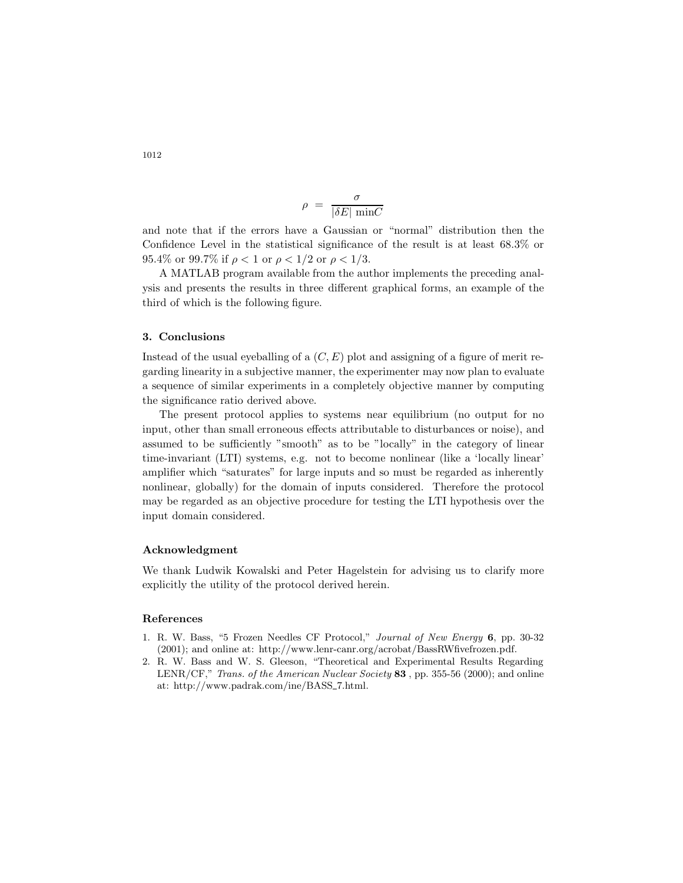$$\rho \;=\; \frac{\sigma}{|\delta E| \;\min C}$$

and note that if the errors have a Gaussian or "normal" distribution then the Confidence Level in the statistical significance of the result is at least 68.3% or 95.4% or 99.7% if $\rho < 1$ or $\rho < 1/2$ or $\rho < 1/3$.

A MATLAB program available from the author implements the preceding analysis and presents the results in three different graphical forms, an example of the third of which is the following figure.

## 3. Conclusions

Instead of the usual eyeballing of a $(C, E)$ plot and assigning of a figure of merit regarding linearity in a subjective manner, the experimenter may now plan to evaluate a sequence of similar experiments in a completely objective manner by computing the significance ratio derived above.

The present protocol applies to systems near equilibrium (no output for no input, other than small erroneous effects attributable to disturbances or noise), and assumed to be sufficiently "smooth" as to be "locally" in the category of linear time-invariant (LTI) systems, e.g. not to become nonlinear (like a 'locally linear' amplifier which "saturates" for large inputs and so must be regarded as inherently nonlinear, globally) for the domain of inputs considered. Therefore the protocol may be regarded as an objective procedure for testing the LTI hypothesis over the input domain considered.

## Acknowledgment

We thank Ludwik Kowalski and Peter Hagelstein for advising us to clarify more explicitly the utility of the protocol derived herein.

## References

1. R. W. Bass, "5 Frozen Needles CF Protocol," *Journal of New Energy* **6**, pp. 30-32 (2001); and online at: http://www.lenr-canr.org/acrobat/BassRWfivefrozen.pdf.
2. R. W. Bass and W. S. Gleeson, "Theoretical and Experimental Results Regarding LENR/CF," *Trans. of the American Nuclear Society* **83** , pp. 355-56 (2000); and online at: http://www.padrak.com/ine/BASS_7.html.